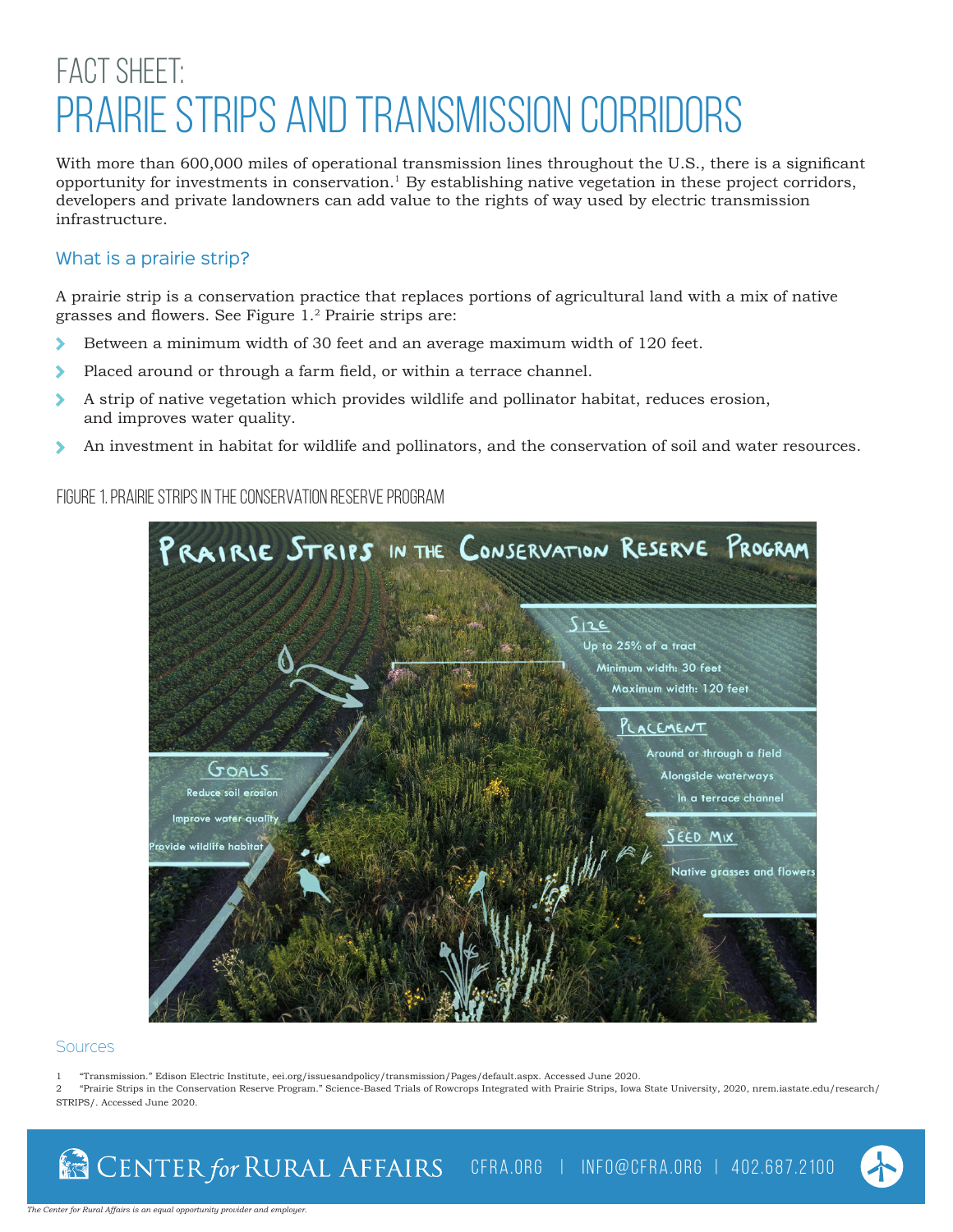# FACT SHEET:
# PRAIRIE STRIPS AND TRANSMISSION CORRIDORS

With more than 600,000 miles of operational transmission lines throughout the U.S., there is a significant opportunity for investments in conservation.[1] By establishing native vegetation in these project corridors, developers and private landowners can add value to the rights of way used by electric transmission infrastructure.

## What is a prairie strip?

A prairie strip is a conservation practice that replaces portions of agricultural land with a mix of native grasses and flowers. See Figure 1.[2] Prairie strips are:

- Between a minimum width of 30 feet and an average maximum width of 120 feet.
- Placed around or through a farm field, or within a terrace channel.
- A strip of native vegetation which provides wildlife and pollinator habitat, reduces erosion, and improves water quality.
- An investment in habitat for wildlife and pollinators, and the conservation of soil and water resources.

FIGURE 1. PRAIRIE STRIPS IN THE CONSERVATION RESERVE PROGRAM

### Sources

1 "Transmission." Edison Electric Institute, eei.org/issuesandpolicy/transmission/Pages/default.aspx. Accessed June 2020.

2 "Prairie Strips in the Conservation Reserve Program." Science-Based Trials of Rowcrops Integrated with Prairie Strips, Iowa State University, 2020, nrem.iastate.edu/research/STRIPS/. Accessed June 2020.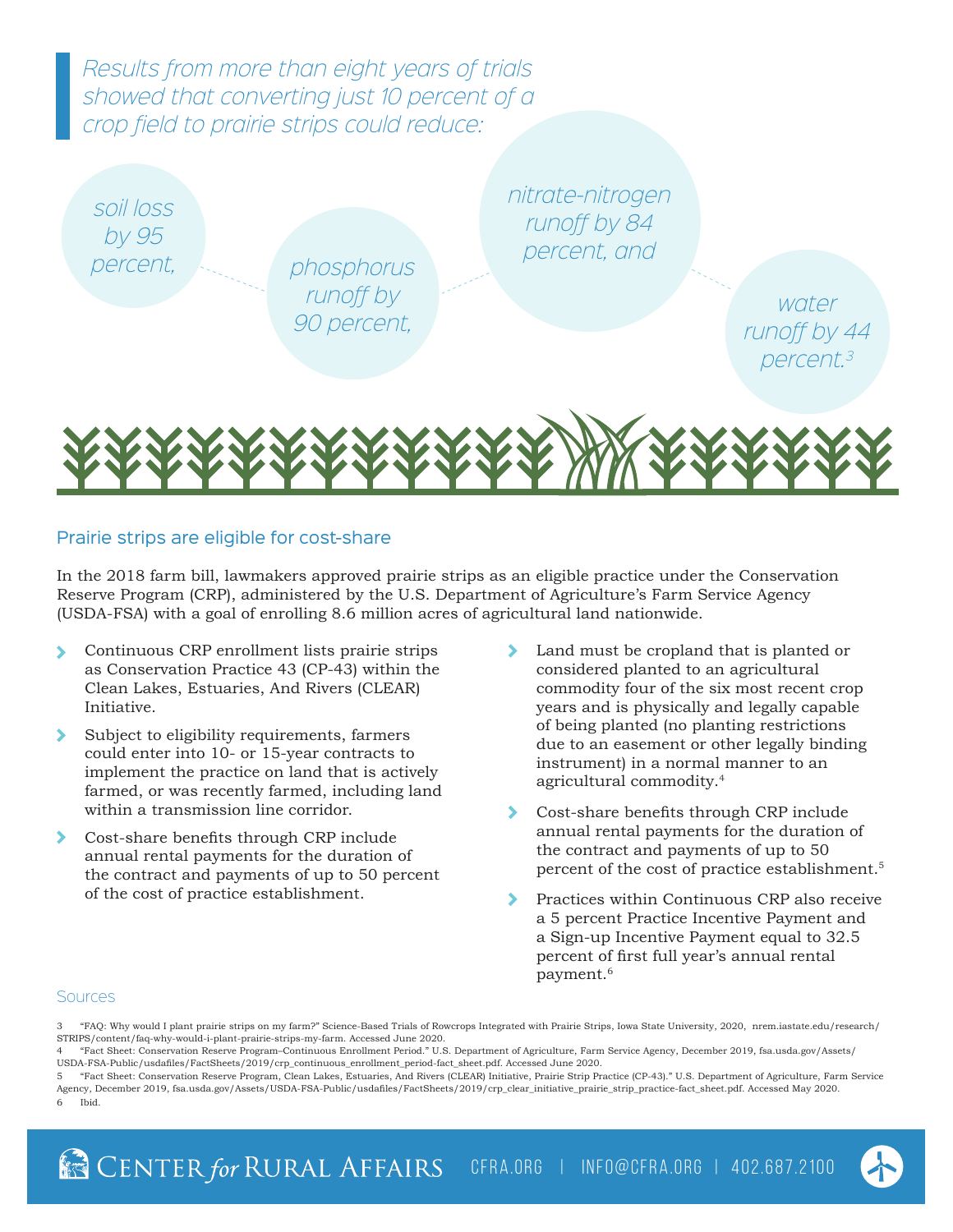*Results from more than eight years of trials showed that converting just 10 percent of a crop field to prairie strips could reduce:*

*soil loss by 95 percent,*

*phosphorus runoff by 90 percent,*

*nitrate-nitrogen runoff by 84 percent, and*

*water runoff by 44 percent.*[3]

## Prairie strips are eligible for cost-share

In the 2018 farm bill, lawmakers approved prairie strips as an eligible practice under the Conservation Reserve Program (CRP), administered by the U.S. Department of Agriculture's Farm Service Agency (USDA-FSA) with a goal of enrolling 8.6 million acres of agricultural land nationwide.

- Continuous CRP enrollment lists prairie strips as Conservation Practice 43 (CP-43) within the Clean Lakes, Estuaries, And Rivers (CLEAR) Initiative.
- Subject to eligibility requirements, farmers could enter into 10- or 15-year contracts to implement the practice on land that is actively farmed, or was recently farmed, including land within a transmission line corridor.
- Cost-share benefits through CRP include annual rental payments for the duration of the contract and payments of up to 50 percent of the cost of practice establishment.
- Land must be cropland that is planted or considered planted to an agricultural commodity four of the six most recent crop years and is physically and legally capable of being planted (no planting restrictions due to an easement or other legally binding instrument) in a normal manner to an agricultural commodity.[4]
- Cost-share benefits through CRP include annual rental payments for the duration of the contract and payments of up to 50 percent of the cost of practice establishment.[5]
- Practices within Continuous CRP also receive a 5 percent Practice Incentive Payment and a Sign-up Incentive Payment equal to 32.5 percent of first full year's annual rental payment.[6]

### Sources

3 "FAQ: Why would I plant prairie strips on my farm?" Science-Based Trials of Rowcrops Integrated with Prairie Strips, Iowa State University, 2020, nrem.iastate.edu/research/STRIPS/content/faq-why-would-i-plant-prairie-strips-my-farm. Accessed June 2020.

4 "Fact Sheet: Conservation Reserve Program–Continuous Enrollment Period." U.S. Department of Agriculture, Farm Service Agency, December 2019, fsa.usda.gov/Assets/USDA-FSA-Public/usdafiles/FactSheets/2019/crp_continuous_enrollment_period-fact_sheet.pdf. Accessed June 2020.

5 "Fact Sheet: Conservation Reserve Program, Clean Lakes, Estuaries, And Rivers (CLEAR) Initiative, Prairie Strip Practice (CP-43)." U.S. Department of Agriculture, Farm Service Agency, December 2019, fsa.usda.gov/Assets/USDA-FSA-Public/usdafiles/FactSheets/2019/crp_clear_initiative_prairie_strip_practice-fact_sheet.pdf. Accessed May 2020.

6 Ibid.

CENTER *for* RURAL AFFAIRS CFRA.ORG | INFO@CFRA.ORG | 402.687.2100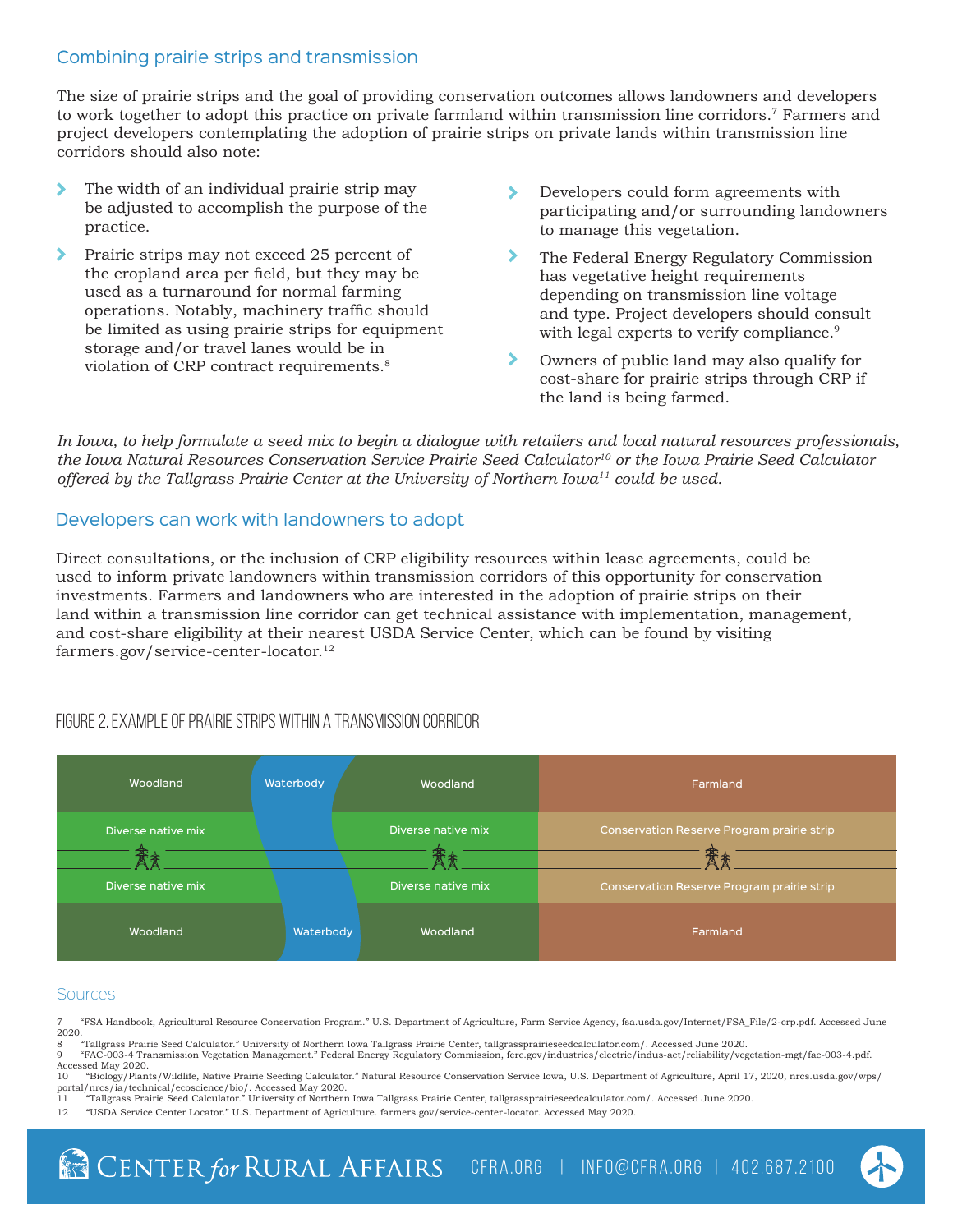## Combining prairie strips and transmission

The size of prairie strips and the goal of providing conservation outcomes allows landowners and developers to work together to adopt this practice on private farmland within transmission line corridors.[7] Farmers and project developers contemplating the adoption of prairie strips on private lands within transmission line corridors should also note:

- The width of an individual prairie strip may be adjusted to accomplish the purpose of the practice.
- Prairie strips may not exceed 25 percent of the cropland area per field, but they may be used as a turnaround for normal farming operations. Notably, machinery traffic should be limited as using prairie strips for equipment storage and/or travel lanes would be in violation of CRP contract requirements.[8]
- Developers could form agreements with participating and/or surrounding landowners to manage this vegetation.
- The Federal Energy Regulatory Commission has vegetative height requirements depending on transmission line voltage and type. Project developers should consult with legal experts to verify compliance.[9]
- Owners of public land may also qualify for cost-share for prairie strips through CRP if the land is being farmed.

*In Iowa, to help formulate a seed mix to begin a dialogue with retailers and local natural resources professionals, the Iowa Natural Resources Conservation Service Prairie Seed Calculator[10] or the Iowa Prairie Seed Calculator offered by the Tallgrass Prairie Center at the University of Northern Iowa[11] could be used.*

## Developers can work with landowners to adopt

Direct consultations, or the inclusion of CRP eligibility resources within lease agreements, could be used to inform private landowners within transmission corridors of this opportunity for conservation investments. Farmers and landowners who are interested in the adoption of prairie strips on their land within a transmission line corridor can get technical assistance with implementation, management, and cost-share eligibility at their nearest USDA Service Center, which can be found by visiting farmers.gov/service-center-locator.[12]

FIGURE 2. EXAMPLE OF PRAIRIE STRIPS WITHIN A TRANSMISSION CORRIDOR

Woodland
Waterbody
Woodland
Farmland
Diverse native mix
Diverse native mix
Conservation Reserve Program prairie strip
Diverse native mix
Diverse native mix
Conservation Reserve Program prairie strip
Woodland
Waterbody
Woodland
Farmland

### Sources

7 "FSA Handbook, Agricultural Resource Conservation Program." U.S. Department of Agriculture, Farm Service Agency, fsa.usda.gov/Internet/FSA_File/2-crp.pdf. Accessed June 2020.

8 "Tallgrass Prairie Seed Calculator." University of Northern Iowa Tallgrass Prairie Center, tallgrassprairieseedcalculator.com/. Accessed June 2020.

9 "FAC-003-4 Transmission Vegetation Management." Federal Energy Regulatory Commission, ferc.gov/industries/electric/indus-act/reliability/vegetation-mgt/fac-003-4.pdf. Accessed May 2020.

10 "Biology/Plants/Wildlife, Native Prairie Seeding Calculator." Natural Resource Conservation Service Iowa, U.S. Department of Agriculture, April 17, 2020, nrcs.usda.gov/wps/portal/nrcs/ia/technical/ecoscience/bio/. Accessed May 2020.

11 "Tallgrass Prairie Seed Calculator." University of Northern Iowa Tallgrass Prairie Center, tallgrassprairieseedcalculator.com/. Accessed June 2020.

12 "USDA Service Center Locator." U.S. Department of Agriculture. farmers.gov/service-center-locator. Accessed May 2020.